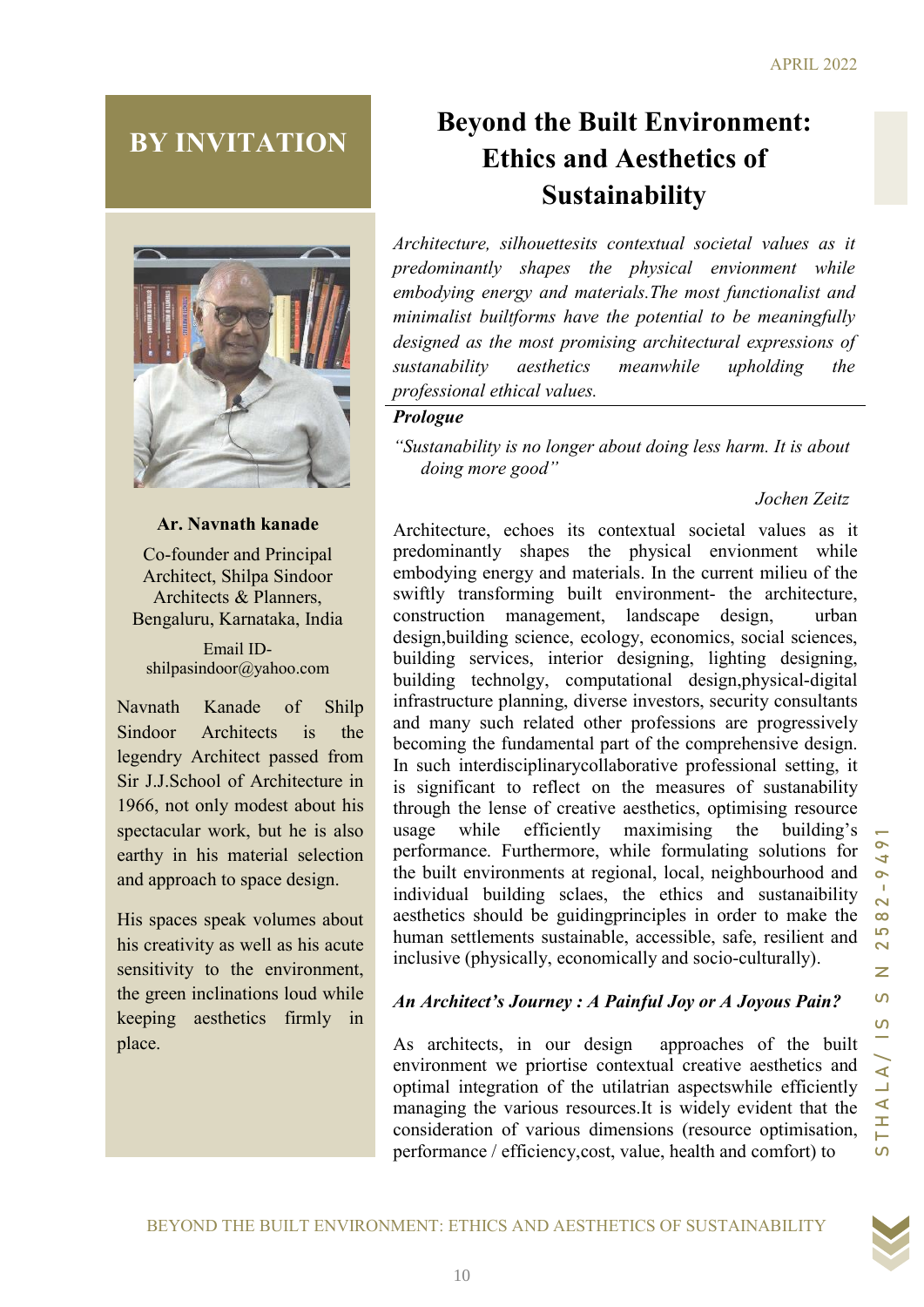# BY INVITATION

**Ar. Navnath kanade**

Co-founder and Principal Architect, Shilpa Sindoor Architects & Planners, Bengaluru, Karnataka, India

Email ID- shilpasindoor@yahoo.com

Navnath Kanade of Shilp Sindoor Architects is the legendry Architect passed from Sir J.J.School of Architecture in 1966, not only modest about his spectacular work, but he is also earthy in his material selection and approach to space design.

His spaces speak volumes about his creativity as well as his acute sensitivity to the environment, the green inclinations loud while keeping aesthetics firmly in place.

# Beyond the Built Environment: Ethics and Aesthetics of Sustainability

*Architecture, silhouettesits contextual societal values as it predominantly shapes the physical envionment while embodying energy and materials.The most functionalist and minimalist builtforms have the potential to be meaningfully designed as the most promising architectural expressions of sustanability aesthetics meanwhile upholding the professional ethical values.*

### *Prologue*

*"Sustanability is no longer about doing less harm. It is about doing more good"*

*Jochen Zeitz*

Architecture, echoes its contextual societal values as it predominantly shapes the physical envionment while embodying energy and materials. In the current milieu of the swiftly transforming built environment- the architecture, construction management, landscape design, urban design,building science, ecology, economics, social sciences, building services, interior designing, lighting designing, building technolgy, computational design,physical-digital infrastructure planning, diverse investors, security consultants and many such related other professions are progressively becoming the fundamental part of the comprehensive design. In such interdisciplinarycollaborative professional setting, it is significant to reflect on the measures of sustanability through the lense of creative aesthetics, optimising resource usage while efficiently maximising the building's performance. Furthermore, while formulating solutions for the built environments at regional, local, neighbourhood and individual building sclaes, the ethics and sustanaibility aesthetics should be guidingprinciples in order to make the human settlements sustainable, accessible, safe, resilient and inclusive (physically, economically and socio-culturally).

### *An Architect's Journey : A Painful Joy or A Joyous Pain?*

As architects, in our design approaches of the built environment we priortise contextual creative aesthetics and optimal integration of the utilatrian aspectswhile efficiently managing the various resources.It is widely evident that the consideration of various dimensions (resource optimisation, performance / efficiency,cost, value, health and comfort) to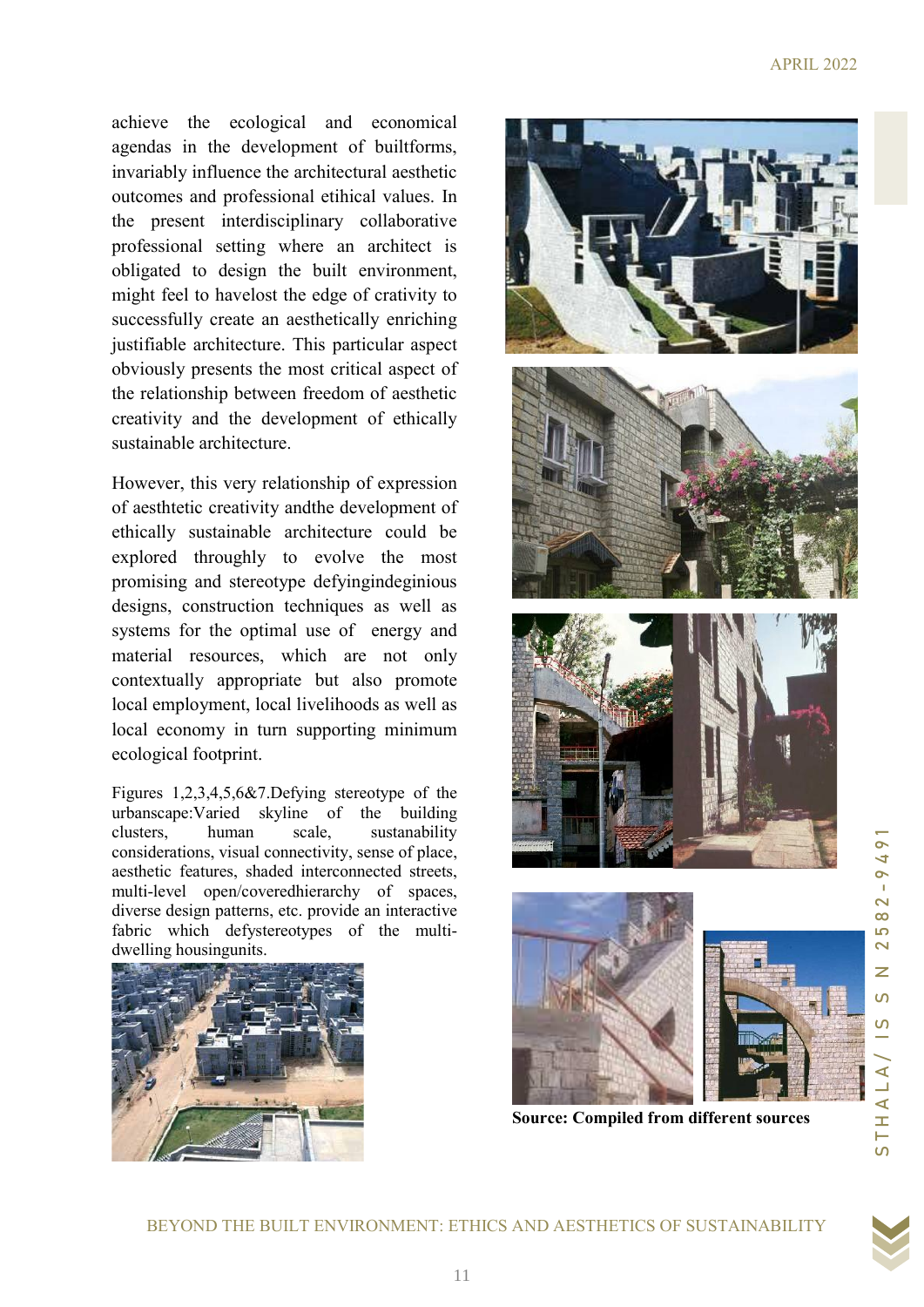achieve the ecological and economical agendas in the development of builtforms, invariably influence the architectural aesthetic outcomes and professional etihical values. In the present interdisciplinary collaborative professional setting where an architect is obligated to design the built environment, might feel to havelost the edge of crativity to successfully create an aesthetically enriching justifiable architecture. This particular aspect obviously presents the most critical aspect of the relationship between freedom of aesthetic creativity and the development of ethically sustainable architecture.

However, this very relationship of expression of aesthtetic creativity andthe development of ethically sustainable architecture could be explored throughly to evolve the most promising and stereotype defyingindeginious designs, construction techniques as well as systems for the optimal use of energy and material resources, which are not only contextually appropriate but also promote local employment, local livelihoods as well as local economy in turn supporting minimum ecological footprint.

Figures 1,2,3,4,5,6&7.Defying stereotype of the urbanscape:Varied skyline of the building clusters, human scale, sustanability considerations, visual connectivity, sense of place, aesthetic features, shaded interconnected streets, multi-level open/coveredhierarchy of spaces, diverse design patterns, etc. provide an interactive fabric which defystereotypes of the multi-dwelling housingunits.

**Source: Compiled from different sources**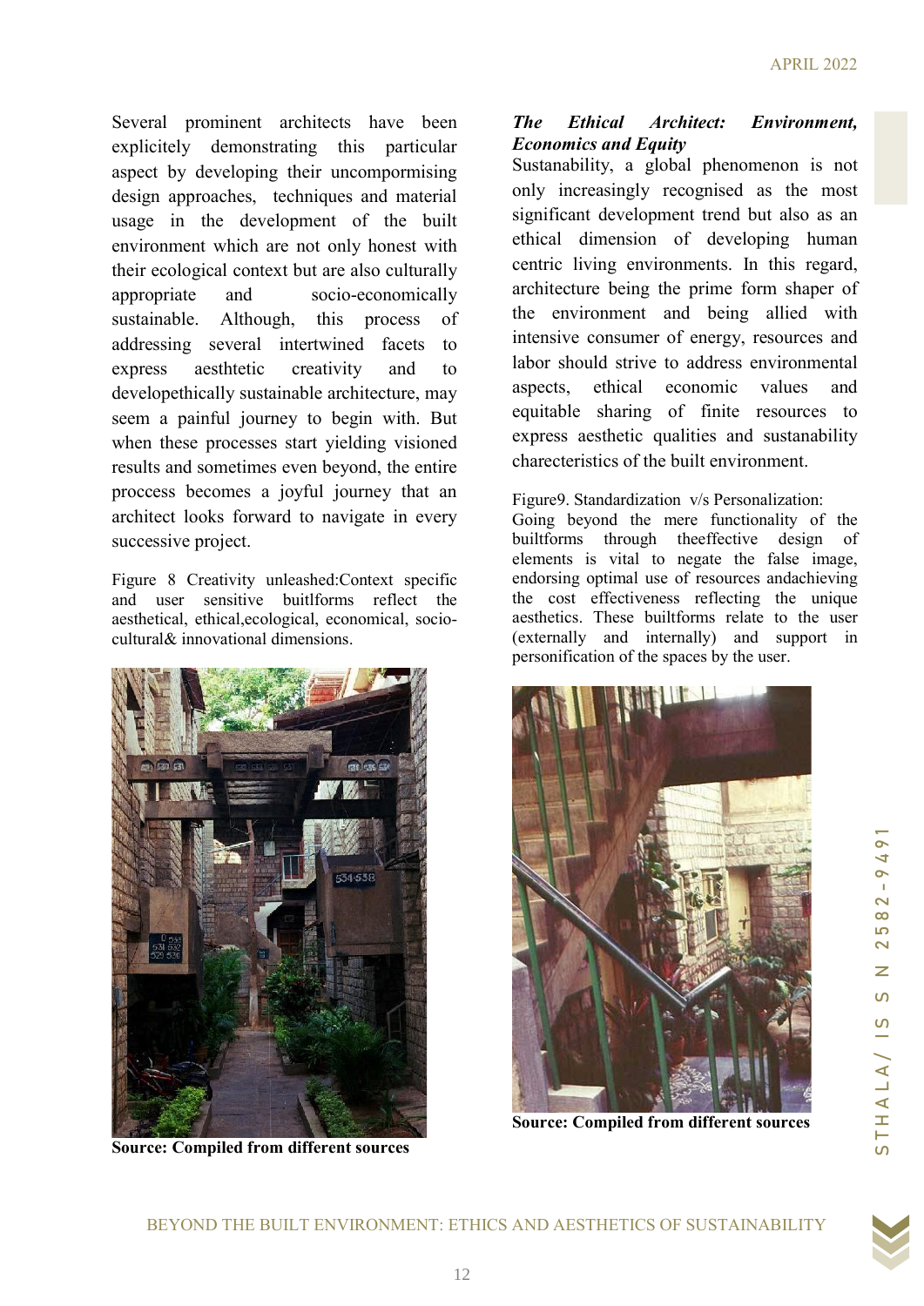Several prominent architects have been explicitly demonstrating this particular aspect by developing their uncompormising design approaches, techniques and material usage in the development of the built environment which are not only honest with their ecological context but are also culturally appropriate and socio-economically sustainable. Although, this process of addressing several intertwined facets to express aesthtetic creativity and to developethically sustainable architecture, may seem a painful journey to begin with. But when these processes start yielding visioned results and sometimes even beyond, the entire proccess becomes a joyful journey that an architect looks forward to navigate in every successive project.

Figure 8 Creativity unleashed:Context specific and user sensitive buitlforms reflect the aesthetical, ethical,ecological, economical, socio-cultural& innovational dimensions.

**Source: Compiled from different sources**

***The Ethical Architect: Environment, Economics and Equity***

Sustainability, a global phenomenon is not only increasingly recognised as the most significant development trend but also as an ethical dimension of developing human centric living environments. In this regard, architecture being the prime form shaper of the environment and being allied with intensive consumer of energy, resources and labor should strive to address environmental aspects, ethical economic values and equitable sharing of finite resources to express aesthetic qualities and sustanability charecteristics of the built environment.

Figure9. Standardization v/s Personalization: Going beyond the mere functionality of the builtforms through theeffective design of elements is vital to negate the false image, endorsing optimal use of resources andachieving the cost effectiveness reflecting the unique aesthetics. These builtforms relate to the user (externally and internally) and support in personification of the spaces by the user.

**Source: Compiled from different sources**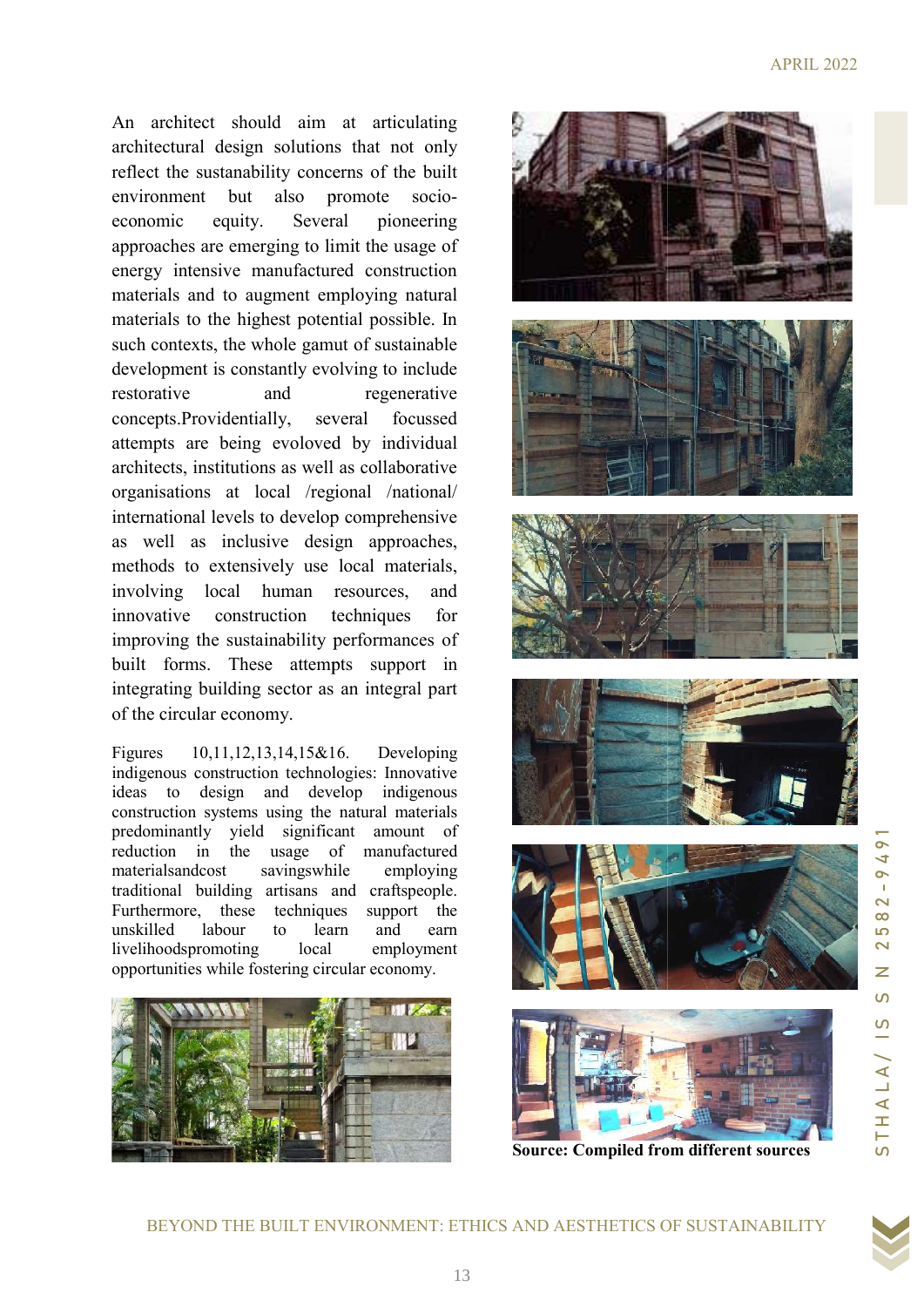An architect should aim at articulating architectural design solutions that not only reflect the sustainability concerns of the built environment but also promote socio-economic equity. Several pioneering approaches are emerging to limit the usage of energy intensive manufactured construction materials and to augment employing natural materials to the highest potential possible. In such contexts, the whole gamut of sustainable development is constantly evolving to include restorative and regenerative concepts.Providentially, several focussed attempts are being evolved by individual architects, institutions as well as collaborative organisations at local /regional /national/ international levels to develop comprehensive as well as inclusive design approaches, methods to extensively use local materials, involving local human resources, and innovative construction techniques for improving the sustainability performances of built forms. These attempts support in integrating building sector as an integral part of the circular economy.

Figures 10,11,12,13,14,15&16. Developing indigenous construction technologies: Innovative ideas to design and develop indigenous construction systems using the natural materials predominantly yield significant amount of reduction in the usage of manufactured materialsandcost savingswhile employing traditional building artisans and craftspeople. Furthermore, these techniques support the unskilled labour to learn and earn livelihoodspromoting local employment opportunities while fostering circular economy.

**Source: Compiled from different sources**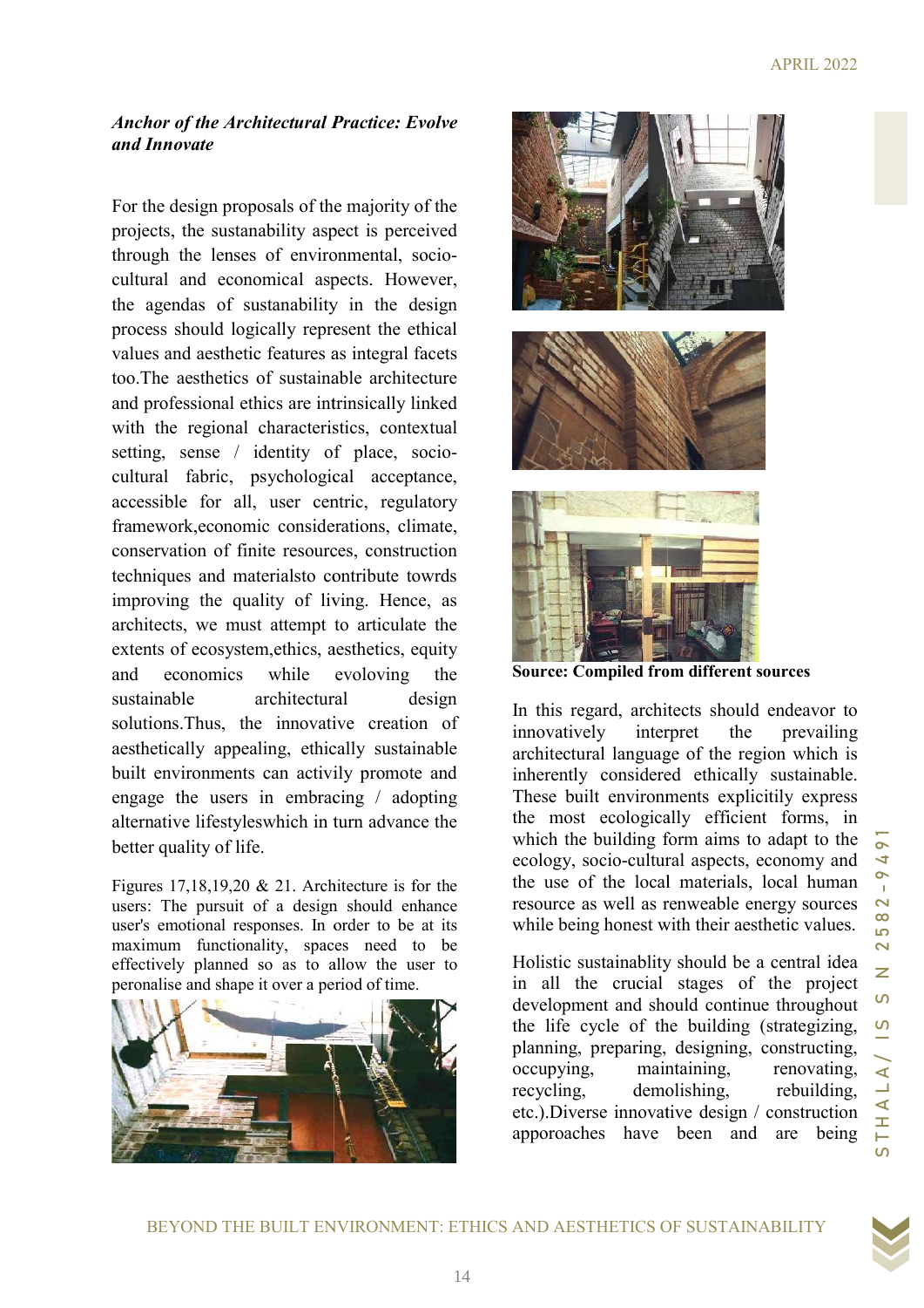***Anchor of the Architectural Practice: Evolve and Innovate***

For the design proposals of the majority of the projects, the sustanability aspect is perceived through the lenses of environmental, socio-cultural and economical aspects. However, the agendas of sustanability in the design process should logically represent the ethical values and aesthetic features as integral facets too.The aesthetics of sustainable architecture and professional ethics are intrinsically linked with the regional characteristics, contextual setting, sense / identity of place, socio-cultural fabric, psychological acceptance, accessible for all, user centric, regulatory framework,economic considerations, climate, conservation of finite resources, construction techniques and materialsto contribute towrds improving the quality of living. Hence, as architects, we must attempt to articulate the extents of ecosystem,ethics, aesthetics, equity and economics while evoloving the sustainable architectural design solutions.Thus, the innovative creation of aesthetically appealing, ethically sustainable built environments can activily promote and engage the users in embracing / adopting alternative lifestyleswhich in turn advance the better quality of life.

Figures 17,18,19,20 & 21. Architecture is for the users: The pursuit of a design should enhance user's emotional responses. In order to be at its maximum functionality, spaces need to be effectively planned so as to allow the user to peronalise and shape it over a period of time.

**Source: Compiled from different sources**

In this regard, architects should endeavor to innovatively interpret the prevailing architectural language of the region which is inherently considered ethically sustainable. These built environments explicitily express the most ecologically efficient forms, in which the building form aims to adapt to the ecology, socio-cultural aspects, economy and the use of the local materials, local human resource as well as renweable energy sources while being honest with their aesthetic values.

Holistic sustainablity should be a central idea in all the crucial stages of the project development and should continue throughout the life cycle of the building (strategizing, planning, preparing, designing, constructing, occupying, maintaining, renovating, recycling, demolishing, rebuilding, etc.).Diverse innovative design / construction apporoaches have been and are being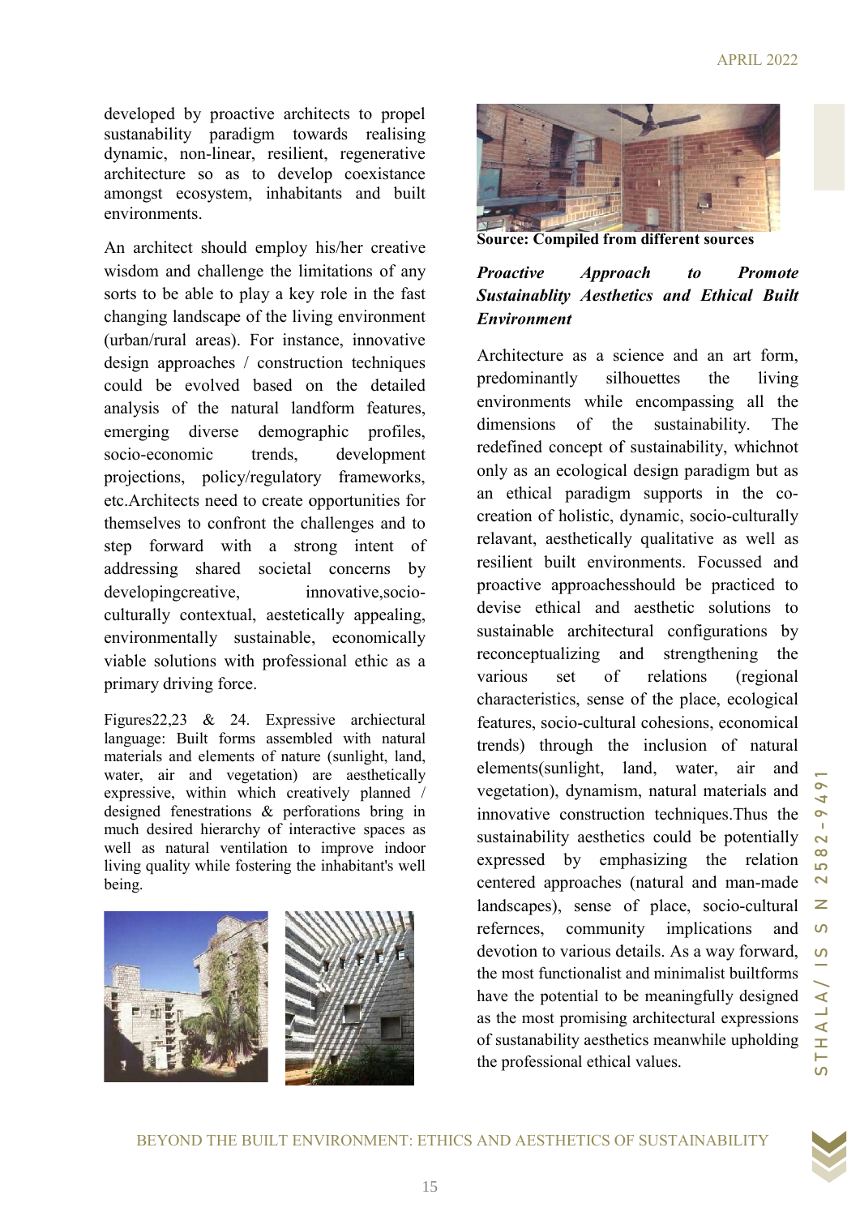developed by proactive architects to propel sustanability paradigm towards realising dynamic, non-linear, resilient, regenerative architecture so as to develop coexistance amongst ecosystem, inhabitants and built environments.

An architect should employ his/her creative wisdom and challenge the limitations of any sorts to be able to play a key role in the fast changing landscape of the living environment (urban/rural areas). For instance, innovative design approaches / construction techniques could be evolved based on the detailed analysis of the natural landform features, emerging diverse demographic profiles, socio-economic trends, development projections, policy/regulatory frameworks, etc.Architects need to create opportunities for themselves to confront the challenges and to step forward with a strong intent of addressing shared societal concerns by developingcreative, innovative,socio-culturally contextual, aestetically appealing, environmentally sustainable, economically viable solutions with professional ethic as a primary driving force.

Figures22,23 & 24. Expressive archiectural language: Built forms assembled with natural materials and elements of nature (sunlight, land, water, air and vegetation) are aesthetically expressive, within which creatively planned / designed fenestrations & perforations bring in much desired hierarchy of interactive spaces as well as natural ventilation to improve indoor living quality while fostering the inhabitant's well being.

**Source: Compiled from different sources**

***Proactive Approach to Promote Sustainablity Aesthetics and Ethical Built Environment***

Architecture as a science and an art form, predominantly silhouettes the living environments while encompassing all the dimensions of the sustainability. The redefined concept of sustainability, whichnot only as an ecological design paradigm but as an ethical paradigm supports in the co-creation of holistic, dynamic, socio-culturally relavant, aesthetically qualitative as well as resilient built environments. Focussed and proactive approachesshould be practiced to devise ethical and aesthetic solutions to sustainable architectural configurations by reconceptualizing and strengthening the various set of relations (regional characteristics, sense of the place, ecological features, socio-cultural cohesions, economical trends) through the inclusion of natural elements(sunlight, land, water, air and vegetation), dynamism, natural materials and innovative construction techniques.Thus the sustainability aesthetics could be potentially expressed by emphasizing the relation centered approaches (natural and man-made landscapes), sense of place, socio-cultural refernces, community implications and devotion to various details. As a way forward, the most functionalist and minimalist builtforms have the potential to be meaningfully designed as the most promising architectural expressions of sustainability aesthetics meanwhile upholding the professional ethical values.